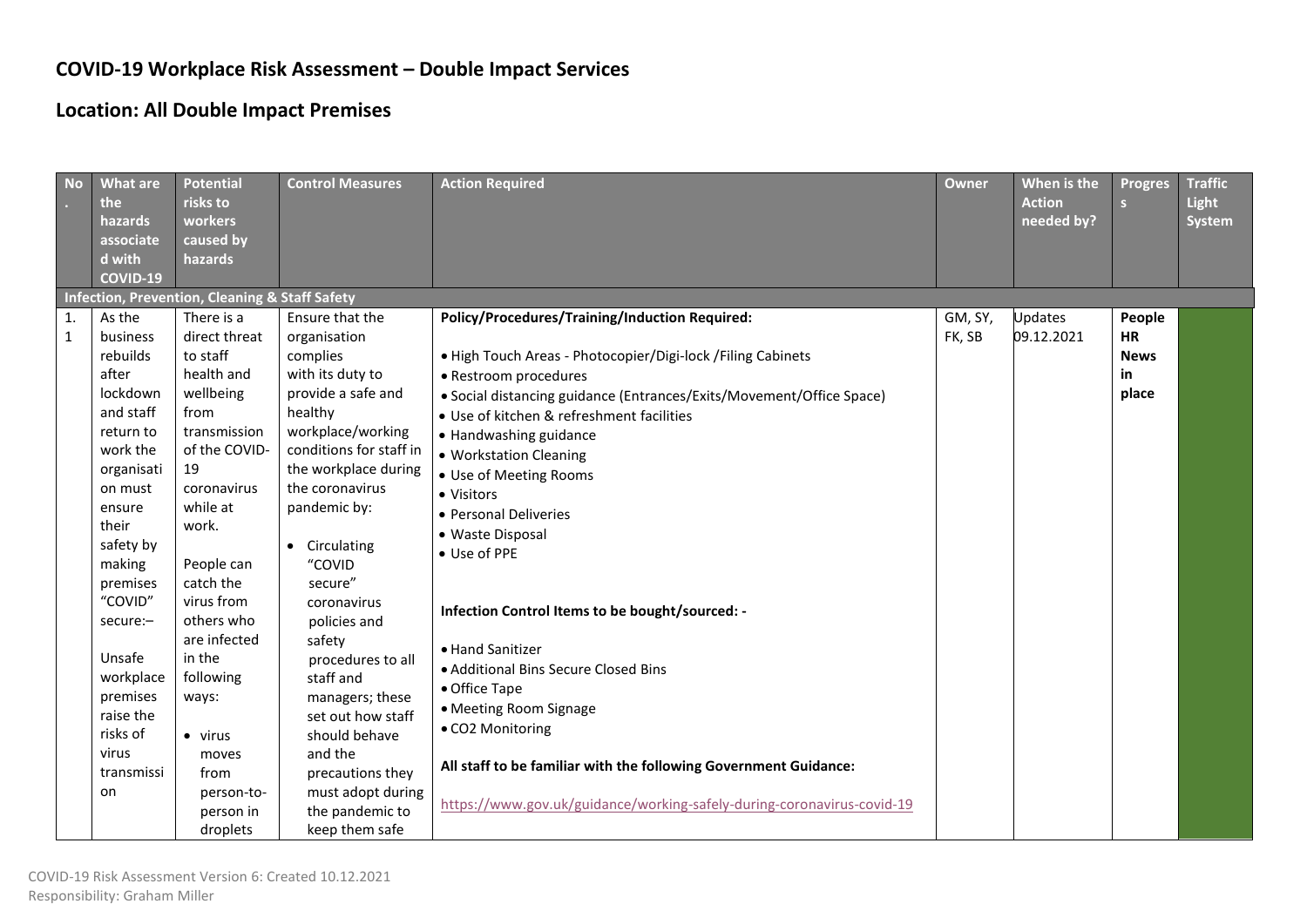# COVID-19 Workplace Risk Assessment – Double Impact Services

## Location: All Double Impact Premises

| No. | What are the hazards associated with COVID-19 | Potential risks to workers caused by hazards | Control Measures | Action Required | Owner | When is the Action needed by? | Progress | Traffic Light System |
|---|---|---|---|---|---|---|---|---|
| **Infection, Prevention, Cleaning & Staff Safety** | | | | | | | | |
| 1.1 | As the business rebuilds after lockdown and staff return to work the organisation must ensure their safety by making premises "COVID" secure:–<br><br>Unsafe workplace premises raise the risks of virus transmission | There is a direct threat to staff health and wellbeing from transmission of the COVID-19 coronavirus while at work.<br><br>People can catch the virus from others who are infected in the following ways:<br><br>• virus moves from person-to-person in droplets | Ensure that the organisation complies with its duty to provide a safe and healthy workplace/working conditions for staff in the workplace during the coronavirus pandemic by:<br><br>• Circulating "COVID secure" coronavirus policies and safety procedures to all staff and managers; these set out how staff should behave and the precautions they must adopt during the pandemic to keep them safe | **Policy/Procedures/Training/Induction Required:**<br><br>• High Touch Areas - Photocopier/Digi-lock /Filing Cabinets<br>• Restroom procedures<br>• Social distancing guidance (Entrances/Exits/Movement/Office Space)<br>• Use of kitchen & refreshment facilities<br>• Handwashing guidance<br>• Workstation Cleaning<br>• Use of Meeting Rooms<br>• Visitors<br>• Personal Deliveries<br>• Waste Disposal<br>• Use of PPE<br><br>**Infection Control Items to be bought/sourced: -**<br><br>• Hand Sanitizer<br>• Additional Bins Secure Closed Bins<br>• Office Tape<br>• Meeting Room Signage<br>• CO2 Monitoring<br><br>**All staff to be familiar with the following Government Guidance:**<br><br>https://www.gov.uk/guidance/working-safely-during-coronavirus-covid-19 | GM, SY, FK, SB | Updates 09.12.2021 | **People HR News in place** | |

COVID-19 Risk Assessment Version 6: Created 10.12.2021
Responsibility: Graham Miller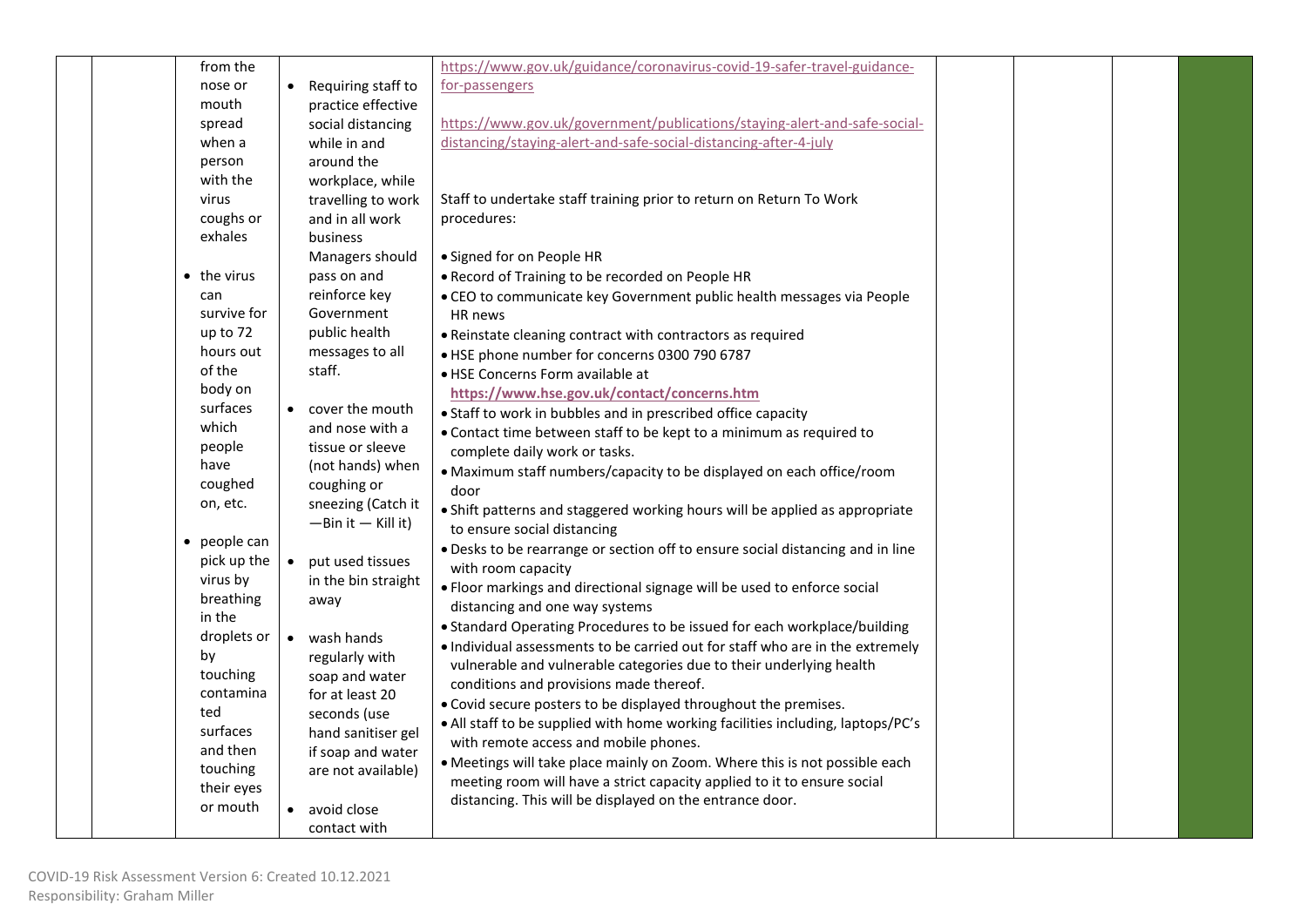|  |  |  |  |  |  |  |  |
|---|---|---|---|---|---|---|---|
|  |  | from the nose or mouth spread when a person with the virus coughs or exhales<br><br>• the virus can survive for up to 72 hours out of the body on surfaces which people have coughed on, etc.<br><br>• people can pick up the virus by breathing in the droplets or by touching contaminated surfaces and then touching their eyes or mouth | • Requiring staff to practice effective social distancing while in and around the workplace, while travelling to work and in all work business Managers should pass on and reinforce key Government public health messages to all staff.<br><br>• cover the mouth and nose with a tissue or sleeve (not hands) when coughing or sneezing (Catch it —Bin it — Kill it)<br><br>• put used tissues in the bin straight away<br><br>• wash hands regularly with soap and water for at least 20 seconds (use hand sanitiser gel if soap and water are not available)<br><br>• avoid close contact with | https://www.gov.uk/guidance/coronavirus-covid-19-safer-travel-guidance-for-passengers<br><br>https://www.gov.uk/government/publications/staying-alert-and-safe-social-distancing/staying-alert-and-safe-social-distancing-after-4-july<br><br>Staff to undertake staff training prior to return on Return To Work procedures:<br><br>• Signed for on People HR<br>• Record of Training to be recorded on People HR<br>• CEO to communicate key Government public health messages via People HR news<br>• Reinstate cleaning contract with contractors as required<br>• HSE phone number for concerns 0300 790 6787<br>• HSE Concerns Form available at **https://www.hse.gov.uk/contact/concerns.htm**<br>• Staff to work in bubbles and in prescribed office capacity<br>• Contact time between staff to be kept to a minimum as required to complete daily work or tasks.<br>• Maximum staff numbers/capacity to be displayed on each office/room door<br>• Shift patterns and staggered working hours will be applied as appropriate to ensure social distancing<br>• Desks to be rearrange or section off to ensure social distancing and in line with room capacity<br>• Floor markings and directional signage will be used to enforce social distancing and one way systems<br>• Standard Operating Procedures to be issued for each workplace/building<br>• Individual assessments to be carried out for staff who are in the extremely vulnerable and vulnerable categories due to their underlying health conditions and provisions made thereof.<br>• Covid secure posters to be displayed throughout the premises.<br>• All staff to be supplied with home working facilities including, laptops/PC's with remote access and mobile phones.<br>• Meetings will take place mainly on Zoom. Where this is not possible each meeting room will have a strict capacity applied to it to ensure social distancing. This will be displayed on the entrance door. |  |  |  |  |

COVID-19 Risk Assessment Version 6: Created 10.12.2021
Responsibility: Graham Miller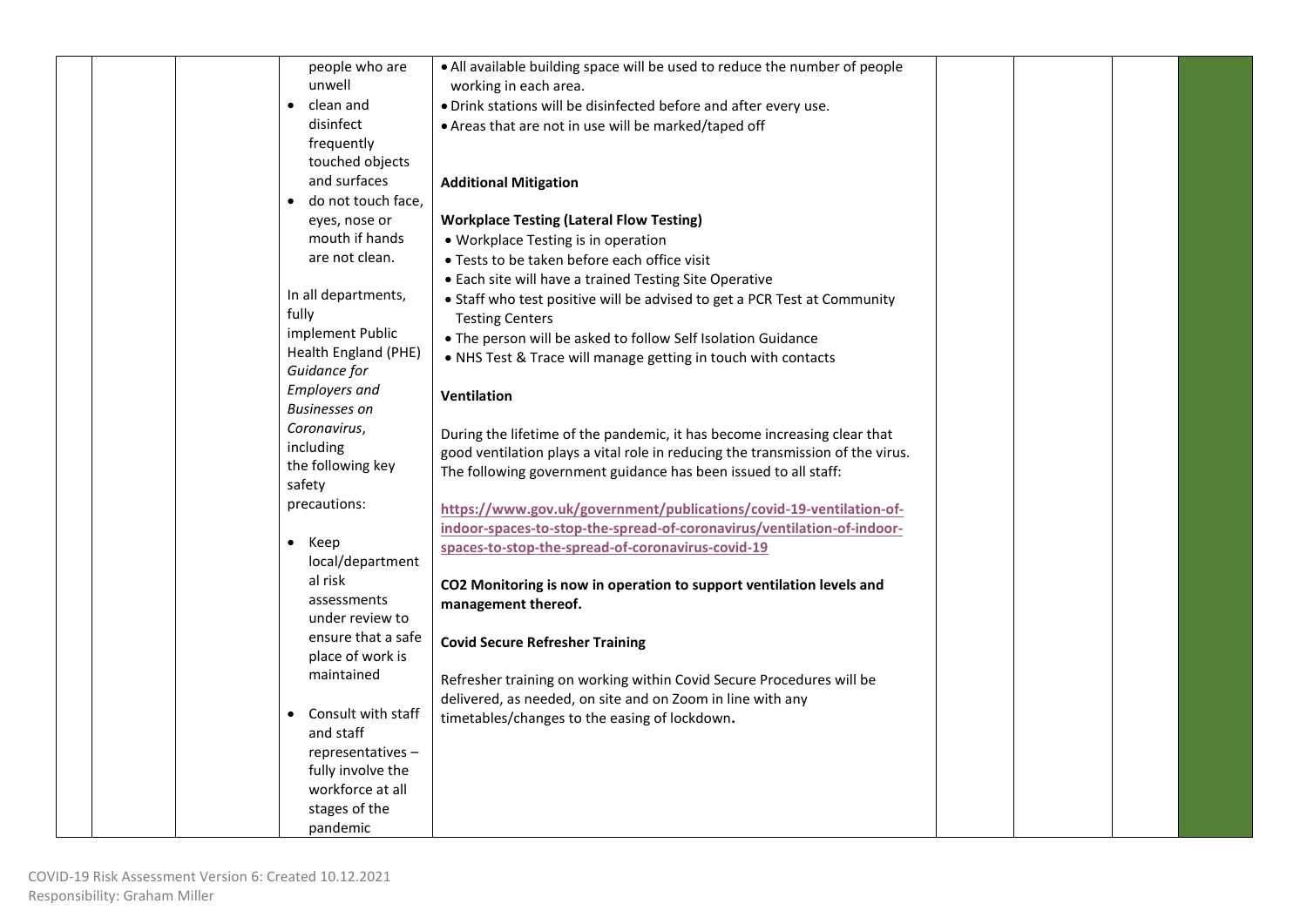| | | | | | | | | |
|---|---|---|---|---|---|---|---|---|
| | | | people who are unwell<br>• clean and disinfect frequently touched objects and surfaces<br>• do not touch face, eyes, nose or mouth if hands are not clean.<br><br>In all departments, fully implement Public Health England (PHE) *Guidance for Employers and Businesses on Coronavirus*, including the following key safety precautions:<br><br>• Keep local/departmental risk assessments under review to ensure that a safe place of work is maintained<br><br>• Consult with staff and staff representatives – fully involve the workforce at all stages of the pandemic | • All available building space will be used to reduce the number of people working in each area.<br>• Drink stations will be disinfected before and after every use.<br>• Areas that are not in use will be marked/taped off<br><br>**Additional Mitigation**<br><br>**Workplace Testing (Lateral Flow Testing)**<br>• Workplace Testing is in operation<br>• Tests to be taken before each office visit<br>• Each site will have a trained Testing Site Operative<br>• Staff who test positive will be advised to get a PCR Test at Community Testing Centers<br>• The person will be asked to follow Self Isolation Guidance<br>• NHS Test & Trace will manage getting in touch with contacts<br><br>**Ventilation**<br><br>During the lifetime of the pandemic, it has become increasing clear that good ventilation plays a vital role in reducing the transmission of the virus. The following government guidance has been issued to all staff:<br><br>**https://www.gov.uk/government/publications/covid-19-ventilation-of-indoor-spaces-to-stop-the-spread-of-coronavirus/ventilation-of-indoor-spaces-to-stop-the-spread-of-coronavirus-covid-19**<br><br>**$CO_2$ Monitoring is now in operation to support ventilation levels and management thereof.**<br><br>**Covid Secure Refresher Training**<br><br>Refresher training on working within Covid Secure Procedures will be delivered, as needed, on site and on Zoom in line with any timetables/changes to the easing of lockdown**.** | | | | |

COVID-19 Risk Assessment Version 6: Created 10.12.2021
Responsibility: Graham Miller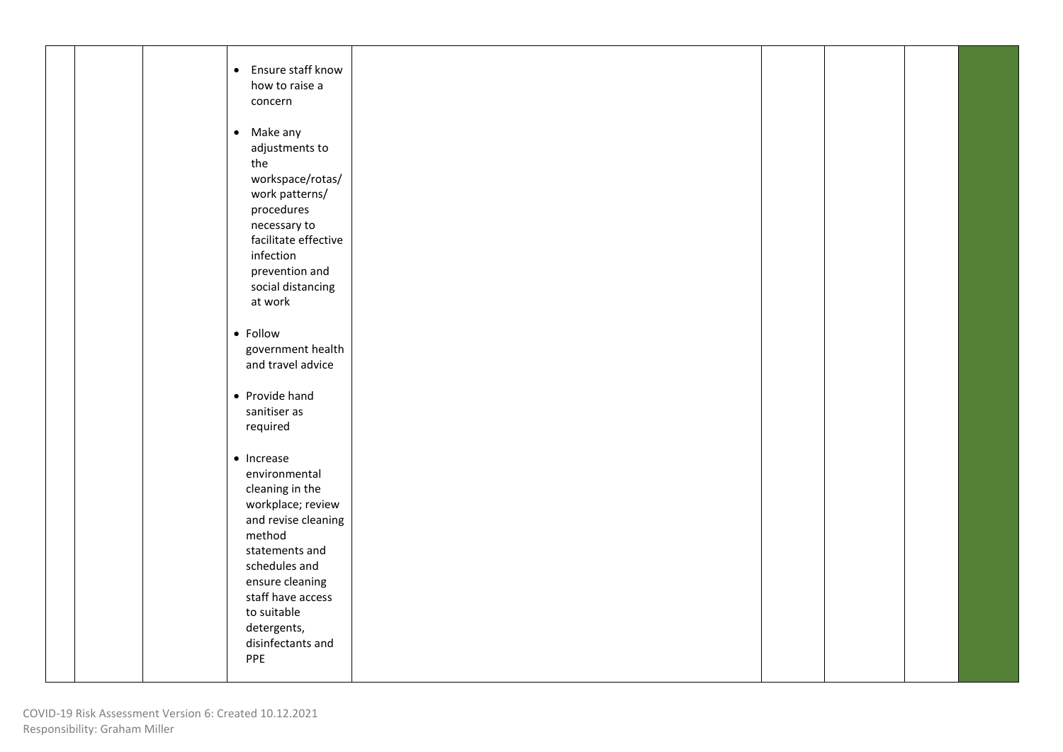|  |  |  | • Ensure staff know how to raise a concern<br><br>• Make any adjustments to the workspace/rotas/ work patterns/ procedures necessary to facilitate effective infection prevention and social distancing at work<br><br>• Follow government health and travel advice<br><br>• Provide hand sanitiser as required<br><br>• Increase environmental cleaning in the workplace; review and revise cleaning method statements and schedules and ensure cleaning staff have access to suitable detergents, disinfectants and PPE |  |  |  |  |  |
|---|---|---|---|---|---|---|---|---|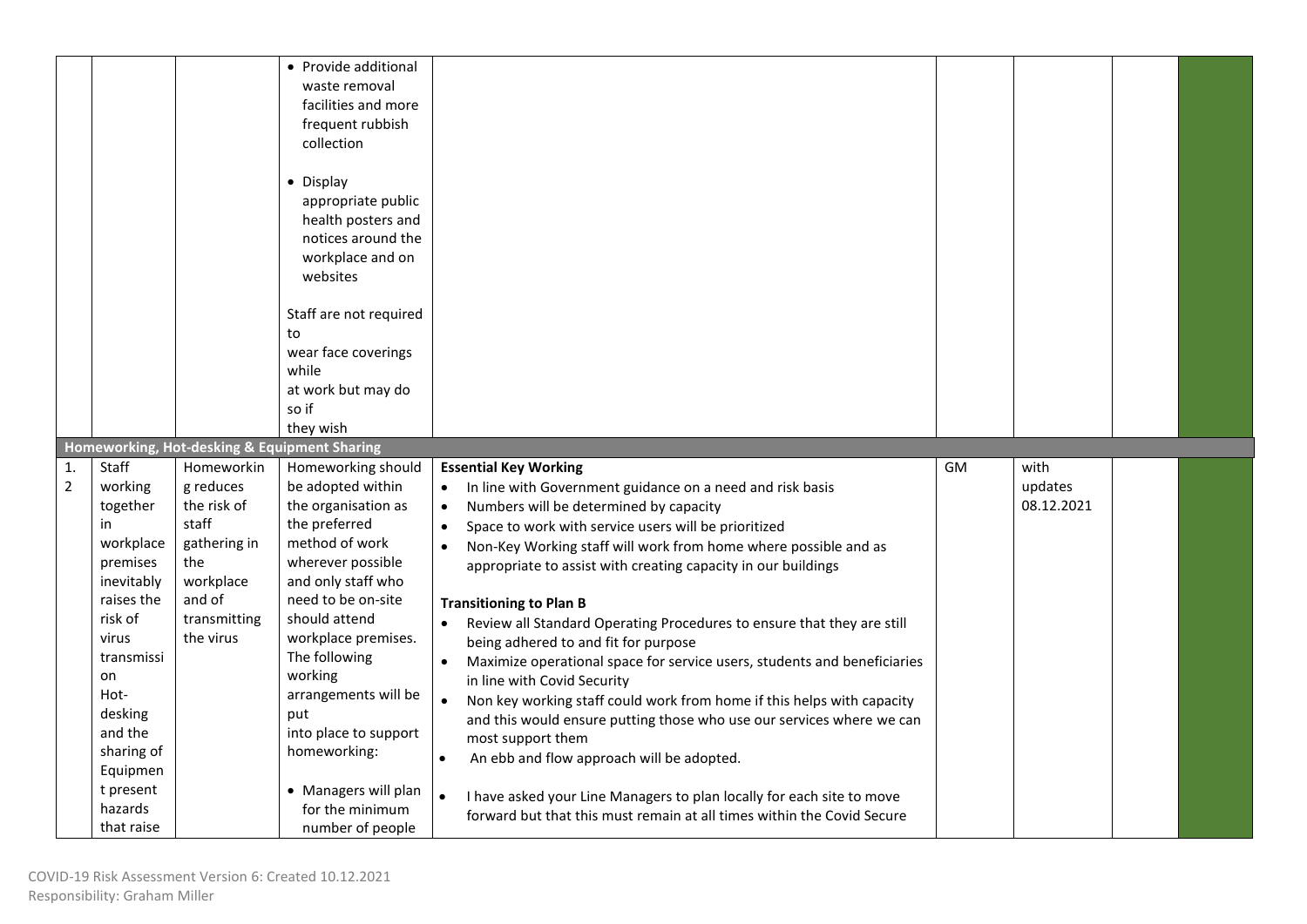| | | | | | | | | |
|---|---|---|---|---|---|---|---|---|
| | | | • Provide additional waste removal facilities and more frequent rubbish collection<br><br>• Display appropriate public health posters and notices around the workplace and on websites<br><br>Staff are not required to wear face coverings while at work but may do so if they wish | | | | | |
| **Homeworking, Hot-desking & Equipment Sharing** | | | | | | | | |
| 1.2 | Staff working together in workplace premises inevitably raises the risk of virus transmission Hot-desking and the sharing of Equipment present hazards that raise | Homeworking reduces the risk of staff gathering in the workplace and of transmitting the virus | Homeworking should be adopted within the organisation as the preferred method of work wherever possible and only staff who need to be on-site should attend workplace premises. The following working arrangements will be put into place to support homeworking:<br><br>• Managers will plan for the minimum number of people | **Essential Key Working**<br>• In line with Government guidance on a need and risk basis<br>• Numbers will be determined by capacity<br>• Space to work with service users will be prioritized<br>• Non-Key Working staff will work from home where possible and as appropriate to assist with creating capacity in our buildings<br><br>**Transitioning to Plan B**<br>• Review all Standard Operating Procedures to ensure that they are still being adhered to and fit for purpose<br>• Maximize operational space for service users, students and beneficiaries in line with Covid Security<br>• Non key working staff could work from home if this helps with capacity and this would ensure putting those who use our services where we can most support them<br>• An ebb and flow approach will be adopted.<br><br>• I have asked your Line Managers to plan locally for each site to move forward but that this must remain at all times within the Covid Secure | GM | with updates 08.12.2021 | | |

COVID-19 Risk Assessment Version 6: Created 10.12.2021
Responsibility: Graham Miller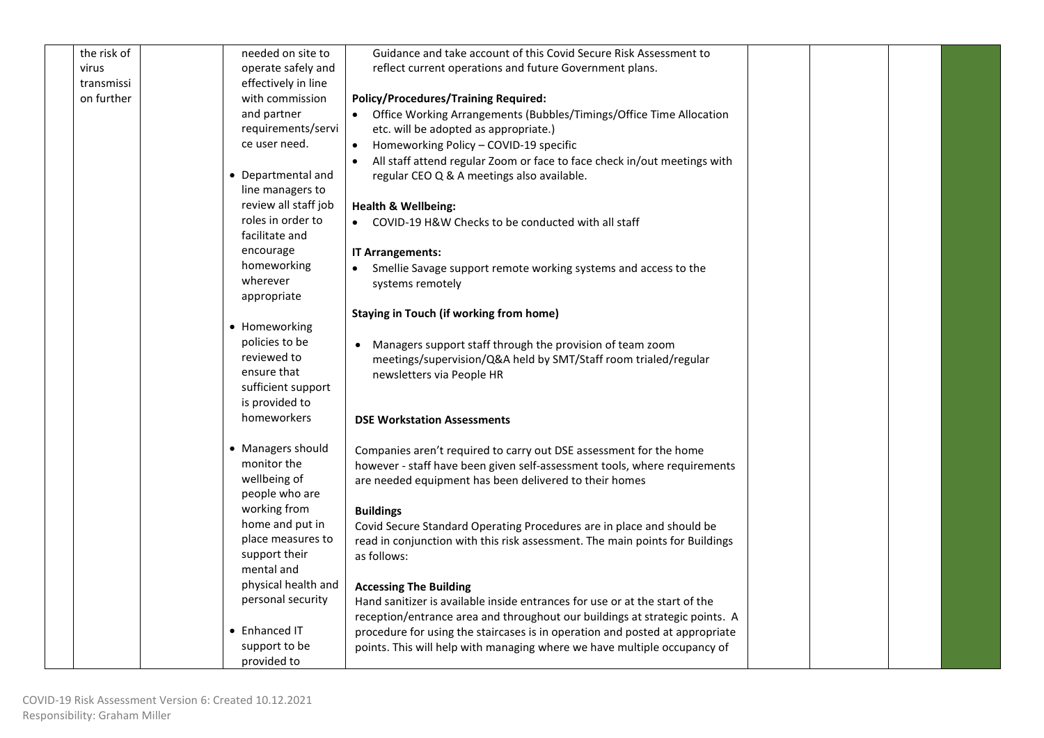| | | | | | | | | |
|---|---|---|---|---|---|---|---|---|
| | the risk of virus transmission further | | needed on site to operate safely and effectively in line with commission and partner requirements/service user need.<br><br>• Departmental and line managers to review all staff job roles in order to facilitate and encourage homeworking wherever appropriate<br><br>• Homeworking policies to be reviewed to ensure that sufficient support is provided to homeworkers<br><br>• Managers should monitor the wellbeing of people who are working from home and put in place measures to support their mental and physical health and personal security<br><br>• Enhanced IT support to be provided to | Guidance and take account of this Covid Secure Risk Assessment to reflect current operations and future Government plans.<br><br>**Policy/Procedures/Training Required:**<br>• Office Working Arrangements (Bubbles/Timings/Office Time Allocation etc. will be adopted as appropriate.)<br>• Homeworking Policy – COVID-19 specific<br>• All staff attend regular Zoom or face to face check in/out meetings with regular CEO Q & A meetings also available.<br><br>**Health & Wellbeing:**<br>• COVID-19 H&W Checks to be conducted with all staff<br><br>**IT Arrangements:**<br>• Smellie Savage support remote working systems and access to the systems remotely<br><br>**Staying in Touch (if working from home)**<br><br>• Managers support staff through the provision of team zoom meetings/supervision/Q&A held by SMT/Staff room trialed/regular newsletters via People HR<br><br>**DSE Workstation Assessments**<br><br>Companies aren't required to carry out DSE assessment for the home however - staff have been given self-assessment tools, where requirements are needed equipment has been delivered to their homes<br><br>**Buildings**<br>Covid Secure Standard Operating Procedures are in place and should be read in conjunction with this risk assessment. The main points for Buildings as follows:<br><br>**Accessing The Building**<br>Hand sanitizer is available inside entrances for use or at the start of the reception/entrance area and throughout our buildings at strategic points. A procedure for using the staircases is in operation and posted at appropriate points. This will help with managing where we have multiple occupancy of | | | | |

COVID-19 Risk Assessment Version 6: Created 10.12.2021
Responsibility: Graham Miller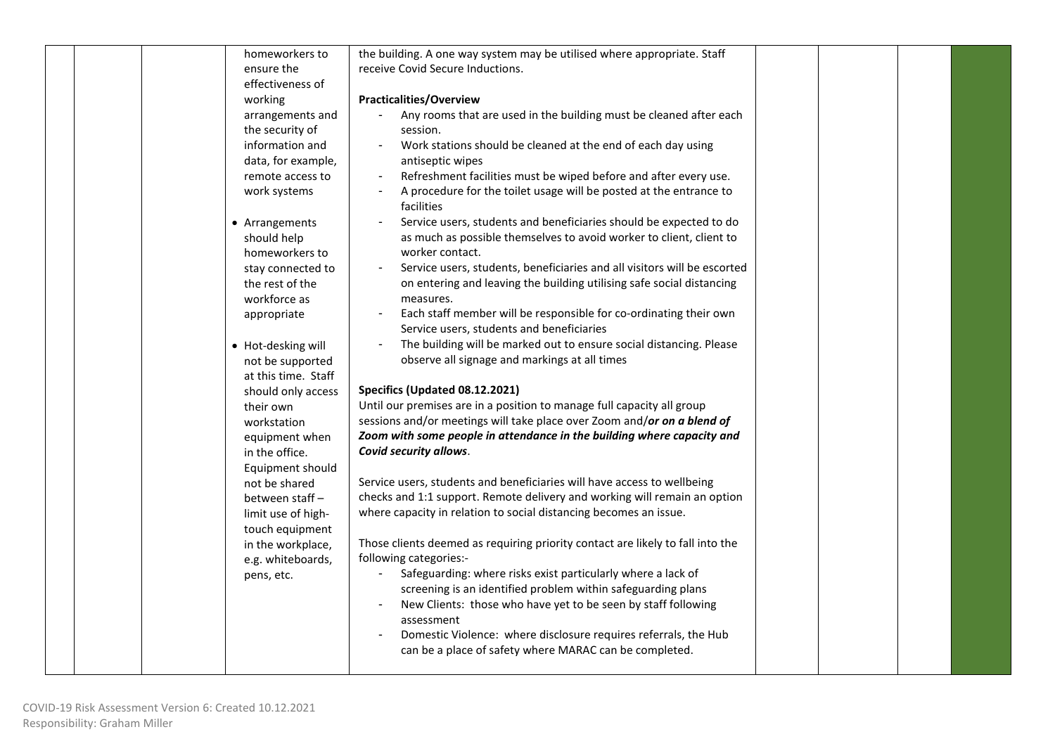| | | | homeworkers to ensure the effectiveness of working arrangements and the security of information and data, for example, remote access to work systems<br><br>• Arrangements should help homeworkers to stay connected to the rest of the workforce as appropriate<br><br>• Hot-desking will not be supported at this time. Staff should only access their own workstation equipment when in the office. Equipment should not be shared between staff – limit use of high-touch equipment in the workplace, e.g. whiteboards, pens, etc. | the building. A one way system may be utilised where appropriate. Staff receive Covid Secure Inductions.<br><br>**Practicalities/Overview**<br>- Any rooms that are used in the building must be cleaned after each session.<br>- Work stations should be cleaned at the end of each day using antiseptic wipes<br>- Refreshment facilities must be wiped before and after every use.<br>- A procedure for the toilet usage will be posted at the entrance to facilities<br>- Service users, students and beneficiaries should be expected to do as much as possible themselves to avoid worker to client, client to worker contact.<br>- Service users, students, beneficiaries and all visitors will be escorted on entering and leaving the building utilising safe social distancing measures.<br>- Each staff member will be responsible for co-ordinating their own Service users, students and beneficiaries<br>- The building will be marked out to ensure social distancing. Please observe all signage and markings at all times<br><br>**Specifics (Updated 08.12.2021)**<br>Until our premises are in a position to manage full capacity all group sessions and/or meetings will take place over Zoom and/***or on a blend of Zoom with some people in attendance in the building where capacity and Covid security allows***.<br><br>Service users, students and beneficiaries will have access to wellbeing checks and 1:1 support. Remote delivery and working will remain an option where capacity in relation to social distancing becomes an issue.<br><br>Those clients deemed as requiring priority contact are likely to fall into the following categories:-<br>- Safeguarding: where risks exist particularly where a lack of screening is an identified problem within safeguarding plans<br>- New Clients: those who have yet to be seen by staff following assessment<br>- Domestic Violence: where disclosure requires referrals, the Hub can be a place of safety where MARAC can be completed. | | | | |
|---|---|---|---|---|---|---|---|---|

COVID-19 Risk Assessment Version 6: Created 10.12.2021
Responsibility: Graham Miller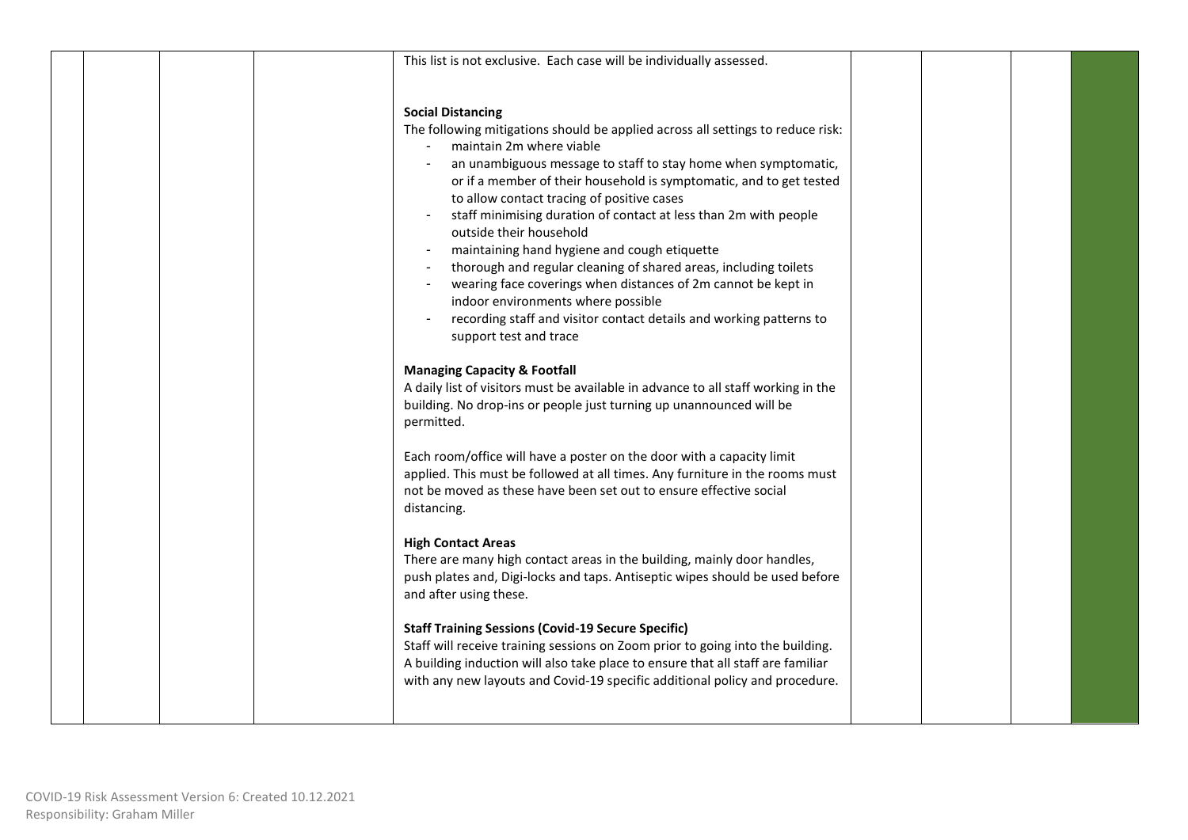This list is not exclusive. Each case will be individually assessed.

**Social Distancing**

The following mitigations should be applied across all settings to reduce risk:

- maintain 2m where viable
- an unambiguous message to staff to stay home when symptomatic, or if a member of their household is symptomatic, and to get tested to allow contact tracing of positive cases
- staff minimising duration of contact at less than 2m with people outside their household
- maintaining hand hygiene and cough etiquette
- thorough and regular cleaning of shared areas, including toilets
- wearing face coverings when distances of 2m cannot be kept in indoor environments where possible
- recording staff and visitor contact details and working patterns to support test and trace

**Managing Capacity & Footfall**

A daily list of visitors must be available in advance to all staff working in the building. No drop-ins or people just turning up unannounced will be permitted.

Each room/office will have a poster on the door with a capacity limit applied. This must be followed at all times. Any furniture in the rooms must not be moved as these have been set out to ensure effective social distancing.

**High Contact Areas**

There are many high contact areas in the building, mainly door handles, push plates and, Digi-locks and taps. Antiseptic wipes should be used before and after using these.

**Staff Training Sessions (Covid-19 Secure Specific)**

Staff will receive training sessions on Zoom prior to going into the building. A building induction will also take place to ensure that all staff are familiar with any new layouts and Covid-19 specific additional policy and procedure.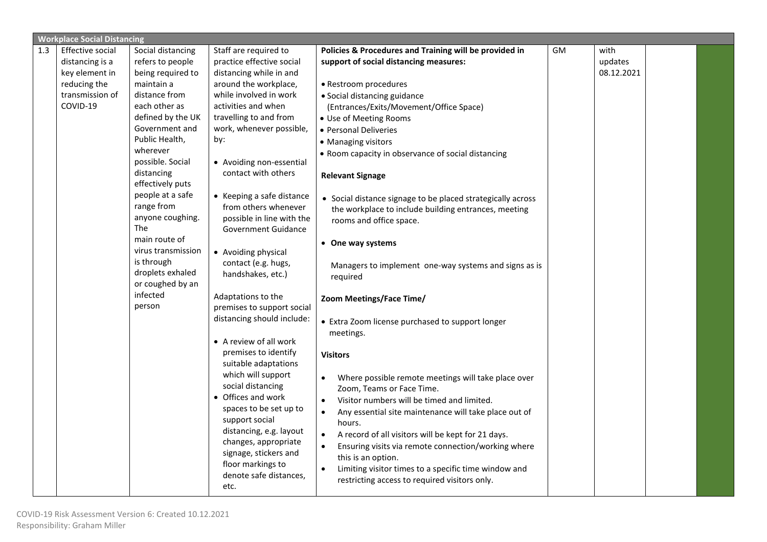| Workplace Social Distancing | | | | | | | | |
|---|---|---|---|---|---|---|---|---|
| 1.3 | Effective social distancing is a key element in reducing the transmission of COVID-19 | Social distancing refers to people being required to maintain a distance from each other as defined by the UK Government and Public Health, wherever possible. Social distancing effectively puts people at a safe range from anyone coughing. The main route of virus transmission is through droplets exhaled or coughed by an infected person | Staff are required to practice effective social distancing while in and around the workplace, while involved in work activities and when travelling to and from work, whenever possible, by:<br><br>• Avoiding non-essential contact with others<br><br>• Keeping a safe distance from others whenever possible in line with the Government Guidance<br><br>• Avoiding physical contact (e.g. hugs, handshakes, etc.)<br><br>Adaptations to the premises to support social distancing should include:<br><br>• A review of all work premises to identify suitable adaptations which will support social distancing<br>• Offices and work spaces to be set up to support social distancing, e.g. layout changes, appropriate signage, stickers and floor markings to denote safe distances, etc. | **Policies & Procedures and Training will be provided in support of social distancing measures:**<br><br>• Restroom procedures<br>• Social distancing guidance (Entrances/Exits/Movement/Office Space)<br>• Use of Meeting Rooms<br>• Personal Deliveries<br>• Managing visitors<br>• Room capacity in observance of social distancing<br><br>**Relevant Signage**<br><br>• Social distance signage to be placed strategically across the workplace to include building entrances, meeting rooms and office space.<br><br>• **One way systems**<br><br>Managers to implement one-way systems and signs as is required<br><br>**Zoom Meetings/Face Time/**<br><br>• Extra Zoom license purchased to support longer meetings.<br><br>**Visitors**<br><br>• Where possible remote meetings will take place over Zoom, Teams or Face Time.<br>• Visitor numbers will be timed and limited.<br>• Any essential site maintenance will take place out of hours.<br>• A record of all visitors will be kept for 21 days.<br>• Ensuring visits via remote connection/working where this is an option.<br>• Limiting visitor times to a specific time window and restricting access to required visitors only. | GM | with updates 08.12.2021 | | |

COVID-19 Risk Assessment Version 6: Created 10.12.2021
Responsibility: Graham Miller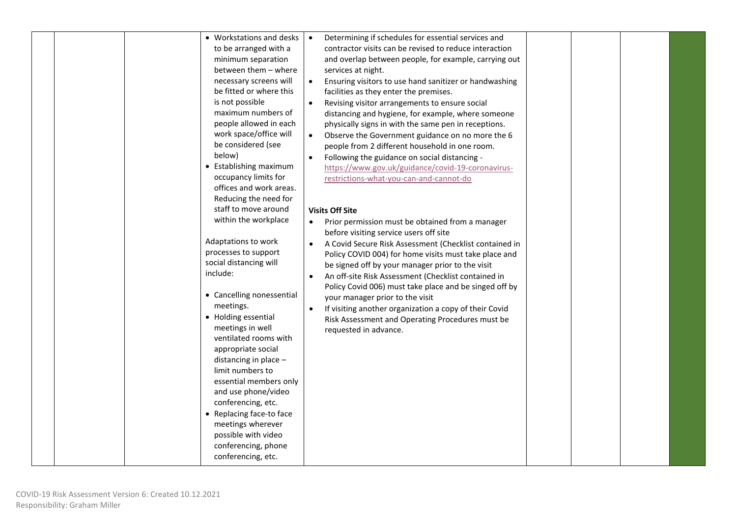|  |  |  | • Workstations and desks to be arranged with a minimum separation between them – where necessary screens will be fitted or where this is not possible maximum numbers of people allowed in each work space/office will be considered (see below)<br>• Establishing maximum occupancy limits for offices and work areas. Reducing the need for staff to move around within the workplace<br><br>Adaptations to work processes to support social distancing will include:<br><br>• Cancelling nonessential meetings.<br>• Holding essential meetings in well ventilated rooms with appropriate social distancing in place – limit numbers to essential members only and use phone/video conferencing, etc.<br>• Replacing face-to face meetings wherever possible with video conferencing, phone conferencing, etc. | • Determining if schedules for essential services and contractor visits can be revised to reduce interaction and overlap between people, for example, carrying out services at night.<br>• Ensuring visitors to use hand sanitizer or handwashing facilities as they enter the premises.<br>• Revising visitor arrangements to ensure social distancing and hygiene, for example, where someone physically signs in with the same pen in receptions.<br>• Observe the Government guidance on no more the 6 people from 2 different household in one room.<br>• Following the guidance on social distancing - https://www.gov.uk/guidance/covid-19-coronavirus-restrictions-what-you-can-and-cannot-do<br><br>**Visits Off Site**<br>• Prior permission must be obtained from a manager before visiting service users off site<br>• A Covid Secure Risk Assessment (Checklist contained in Policy COVID 004) for home visits must take place and be signed off by your manager prior to the visit<br>• An off-site Risk Assessment (Checklist contained in Policy Covid 006) must take place and be singed off by your manager prior to the visit<br>• If visiting another organization a copy of their Covid Risk Assessment and Operating Procedures must be requested in advance. |  |  |  |  |
|---|---|---|---|---|---|---|---|---|

COVID-19 Risk Assessment Version 6: Created 10.12.2021
Responsibility: Graham Miller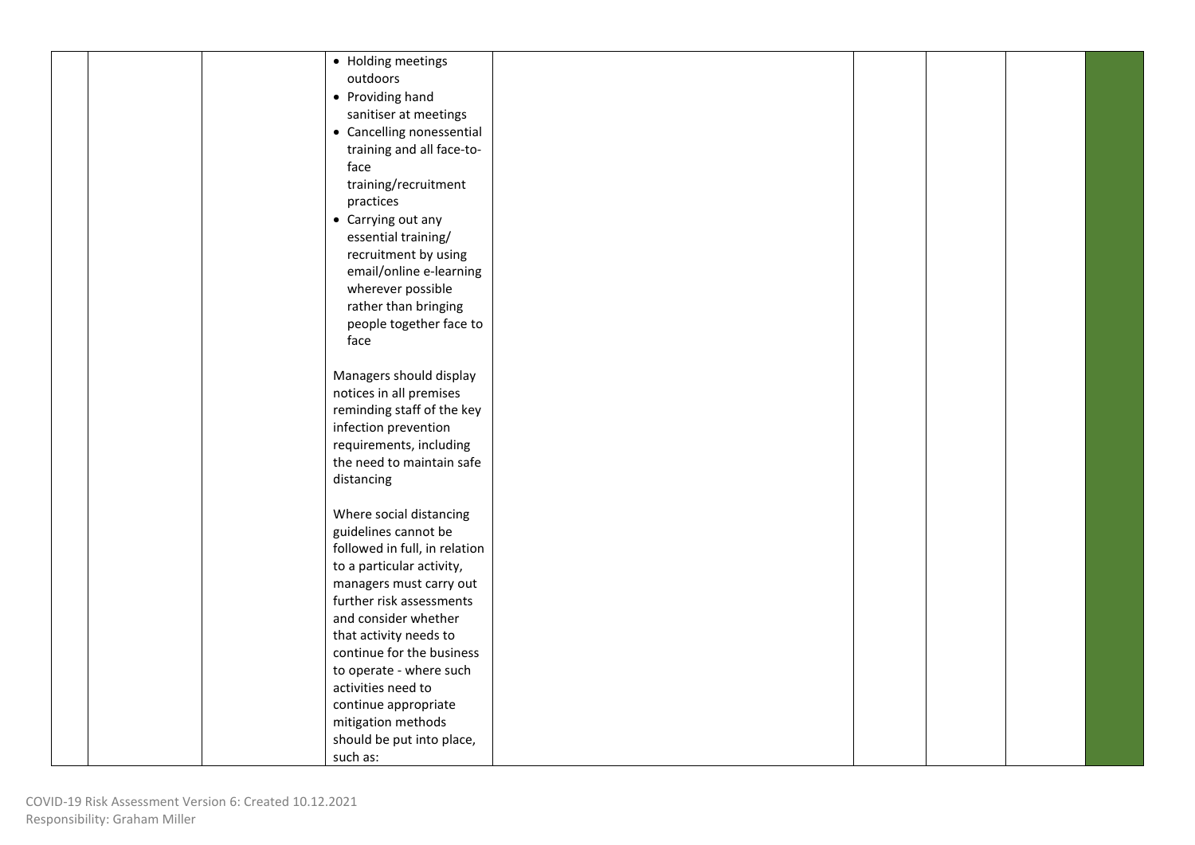|  |  |  | • Holding meetings outdoors<br>• Providing hand sanitiser at meetings<br>• Cancelling nonessential training and all face-to-face training/recruitment practices<br>• Carrying out any essential training/ recruitment by using email/online e-learning wherever possible rather than bringing people together face to face<br><br>Managers should display notices in all premises reminding staff of the key infection prevention requirements, including the need to maintain safe distancing<br><br>Where social distancing guidelines cannot be followed in full, in relation to a particular activity, managers must carry out further risk assessments and consider whether that activity needs to continue for the business to operate - where such activities need to continue appropriate mitigation methods should be put into place, such as: |  |  |  |  |  |
|---|---|---|---|---|---|---|---|---|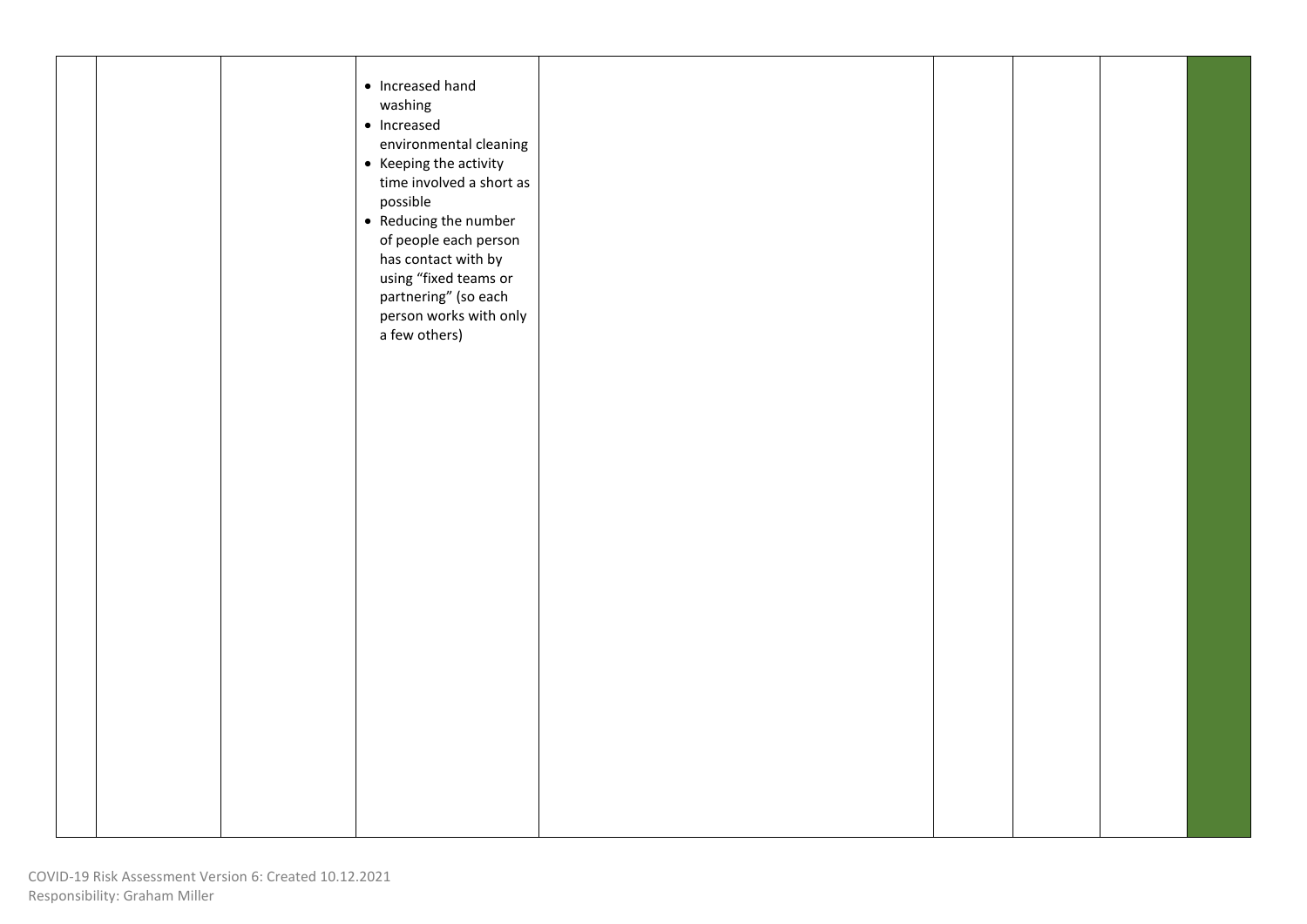|  |  |  |  |  |  |  |  |  |
|---|---|---|---|---|---|---|---|---|
|  |  |  | • Increased hand washing<br>• Increased environmental cleaning<br>• Keeping the activity time involved a short as possible<br>• Reducing the number of people each person has contact with by using "fixed teams or partnering" (so each person works with only a few others) |  |  |  |  |  |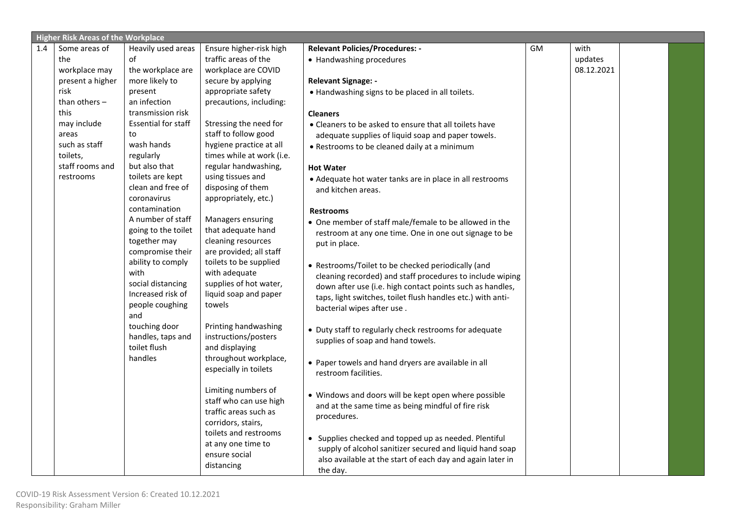| Higher Risk Areas of the Workplace | | | | | | | | |
|---|---|---|---|---|---|---|---|---|
| 1.4 | Some areas of the workplace may present a higher risk than others – this may include areas such as staff toilets, staff rooms and restrooms | Heavily used areas of the workplace are more likely to present an infection transmission risk<br>Essential for staff to wash hands regularly but also that toilets are kept clean and free of coronavirus contamination<br>A number of staff going to the toilet together may compromise their ability to comply with social distancing<br>Increased risk of people coughing and touching door handles, taps and toilet flush handles | Ensure higher-risk high traffic areas of the workplace are COVID secure by applying appropriate safety precautions, including:<br><br>Stressing the need for staff to follow good hygiene practice at all times while at work (i.e. regular handwashing, using tissues and disposing of them appropriately, etc.)<br><br>Managers ensuring that adequate hand cleaning resources are provided; all staff toilets to be supplied with adequate supplies of hot water, liquid soap and paper towels<br><br>Printing handwashing instructions/posters and displaying throughout workplace, especially in toilets<br><br>Limiting numbers of staff who can use high traffic areas such as corridors, stairs, toilets and restrooms at any one time to ensure social distancing | **Relevant Policies/Procedures: -**<br>• Handwashing procedures<br><br>**Relevant Signage: -**<br>• Handwashing signs to be placed in all toilets.<br><br>**Cleaners**<br>• Cleaners to be asked to ensure that all toilets have adequate supplies of liquid soap and paper towels.<br>• Restrooms to be cleaned daily at a minimum<br><br>**Hot Water**<br>• Adequate hot water tanks are in place in all restrooms and kitchen areas.<br><br>**Restrooms**<br>• One member of staff male/female to be allowed in the restroom at any one time. One in one out signage to be put in place.<br><br>• Restrooms/Toilet to be checked periodically (and cleaning recorded) and staff procedures to include wiping down after use (i.e. high contact points such as handles, taps, light switches, toilet flush handles etc.) with anti-bacterial wipes after use .<br><br>• Duty staff to regularly check restrooms for adequate supplies of soap and hand towels.<br><br>• Paper towels and hand dryers are available in all restroom facilities.<br><br>• Windows and doors will be kept open where possible and at the same time as being mindful of fire risk procedures.<br><br>• Supplies checked and topped up as needed. Plentiful supply of alcohol sanitizer secured and liquid hand soap also available at the start of each day and again later in the day. | GM | with updates 08.12.2021 | | |

COVID-19 Risk Assessment Version 6: Created 10.12.2021
Responsibility: Graham Miller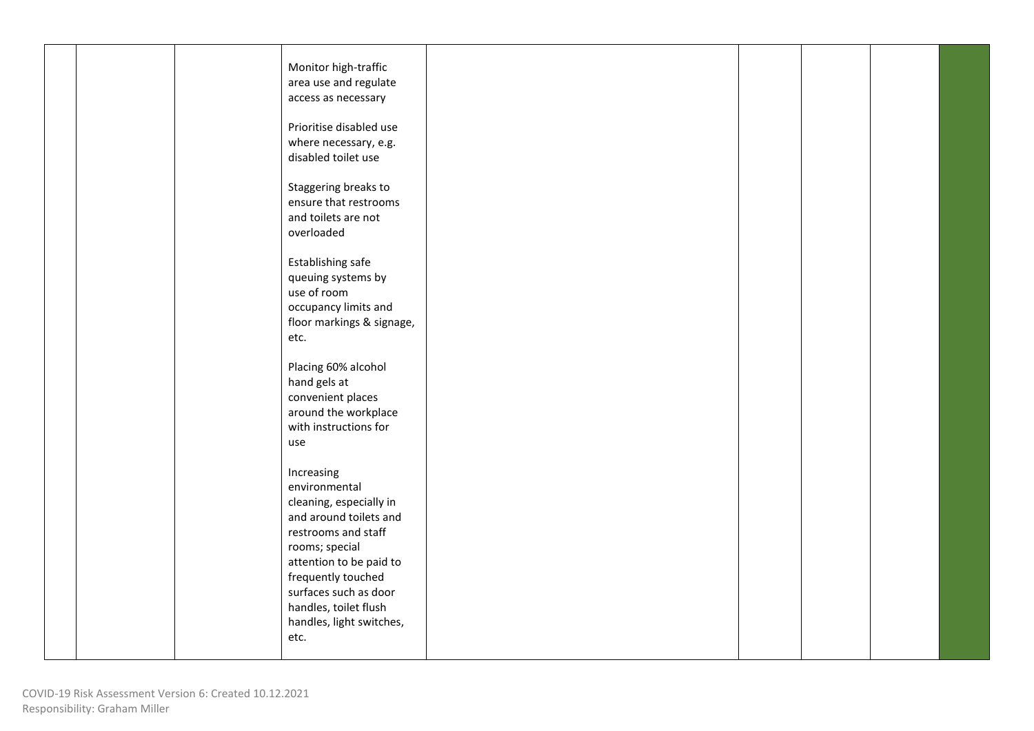|  |  |  |  |  |  |  |  |  |
|---|---|---|---|---|---|---|---|---|
|  |  |  | Monitor high-traffic area use and regulate access as necessary<br><br>Prioritise disabled use where necessary, e.g. disabled toilet use<br><br>Staggering breaks to ensure that restrooms and toilets are not overloaded<br><br>Establishing safe queuing systems by use of room occupancy limits and floor markings & signage, etc.<br><br>Placing 60% alcohol hand gels at convenient places around the workplace with instructions for use<br><br>Increasing environmental cleaning, especially in and around toilets and restrooms and staff rooms; special attention to be paid to frequently touched surfaces such as door handles, toilet flush handles, light switches, etc. |  |  |  |  |  |

COVID-19 Risk Assessment Version 6: Created 10.12.2021
Responsibility: Graham Miller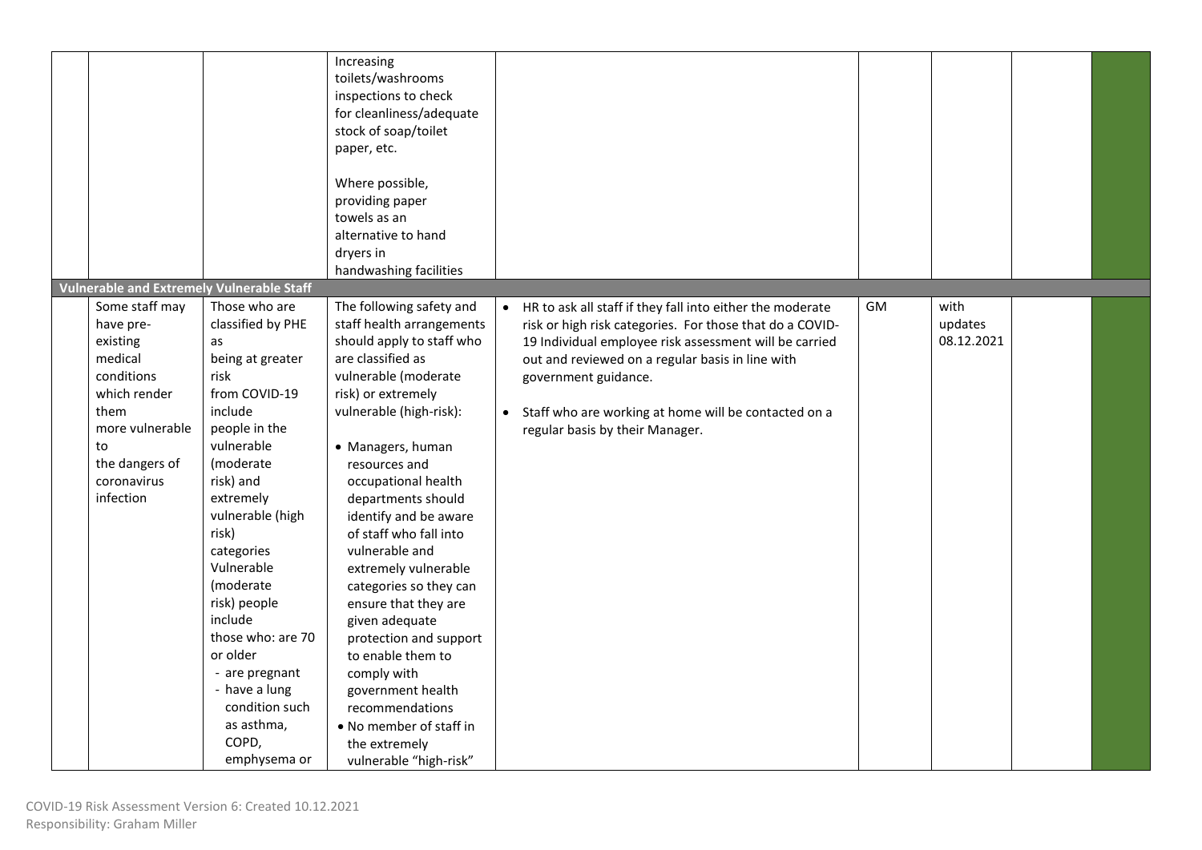| | | | | | | | |
|---|---|---|---|---|---|---|---|
| | | Increasing toilets/washrooms inspections to check for cleanliness/adequate stock of soap/toilet paper, etc.<br><br>Where possible, providing paper towels as an alternative to hand dryers in handwashing facilities | | | | | |
| **Vulnerable and Extremely Vulnerable Staff** | | | | | | | |
| Some staff may have pre-existing medical conditions which render them more vulnerable to the dangers of coronavirus infection | Those who are classified by PHE as being at greater risk from COVID-19 include people in the vulnerable (moderate risk) and extremely vulnerable (high risk) categories Vulnerable (moderate risk) people include those who: are 70 or older<br>- are pregnant<br>- have a lung condition such as asthma, COPD, emphysema or | The following safety and staff health arrangements should apply to staff who are classified as vulnerable (moderate risk) or extremely vulnerable (high-risk):<br><br>• Managers, human resources and occupational health departments should identify and be aware of staff who fall into vulnerable and extremely vulnerable categories so they can ensure that they are given adequate protection and support to enable them to comply with government health recommendations<br>• No member of staff in the extremely vulnerable "high-risk" | • HR to ask all staff if they fall into either the moderate risk or high risk categories. For those that do a COVID-19 Individual employee risk assessment will be carried out and reviewed on a regular basis in line with government guidance.<br><br>• Staff who are working at home will be contacted on a regular basis by their Manager. | GM | with updates 08.12.2021 | | |

COVID-19 Risk Assessment Version 6: Created 10.12.2021
Responsibility: Graham Miller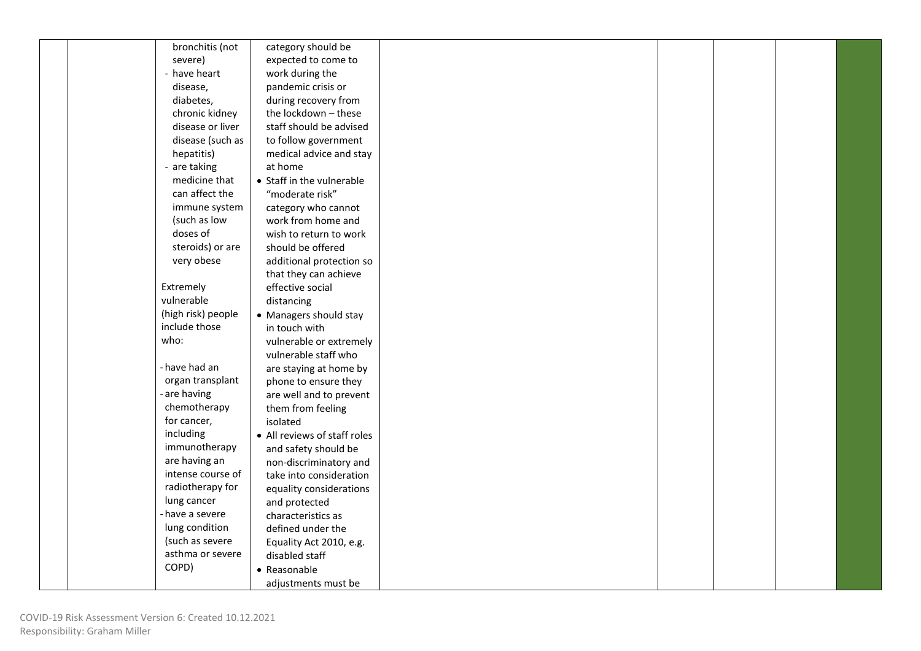|  |  | bronchitis (not severe)<br>- have heart disease, diabetes, chronic kidney disease or liver disease (such as hepatitis)<br>- are taking medicine that can affect the immune system (such as low doses of steroids) or are very obese<br><br>Extremely vulnerable (high risk) people include those who:<br><br>- have had an organ transplant<br>- are having chemotherapy for cancer, including immunotherapy are having an intense course of radiotherapy for lung cancer<br>- have a severe lung condition (such as severe asthma or severe COPD) | category should be expected to come to work during the pandemic crisis or during recovery from the lockdown – these staff should be advised to follow government medical advice and stay at home<br>• Staff in the vulnerable "moderate risk" category who cannot work from home and wish to return to work should be offered additional protection so that they can achieve effective social distancing<br>• Managers should stay in touch with vulnerable or extremely vulnerable staff who are staying at home by phone to ensure they are well and to prevent them from feeling isolated<br>• All reviews of staff roles and safety should be non-discriminatory and take into consideration equality considerations and protected characteristics as defined under the Equality Act 2010, e.g. disabled staff<br>• Reasonable adjustments must be |  |  |  |  |  |
|---|---|---|---|---|---|---|---|---|

COVID-19 Risk Assessment Version 6: Created 10.12.2021
Responsibility: Graham Miller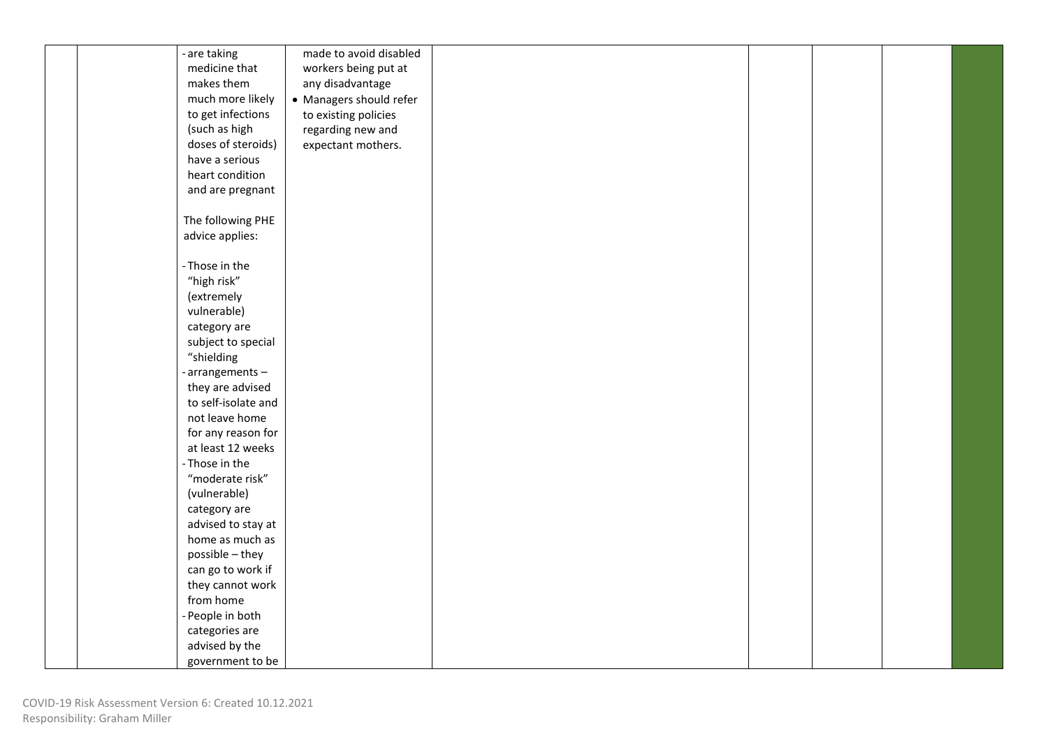|  |  |  |  |  |  |  |  |  |
|---|---|---|---|---|---|---|---|---|
|  |  | - are taking medicine that makes them much more likely to get infections (such as high doses of steroids) have a serious heart condition and are pregnant<br><br>The following PHE advice applies:<br><br>- Those in the "high risk" (extremely vulnerable) category are subject to special "shielding<br>- arrangements – they are advised to self-isolate and not leave home for any reason for at least 12 weeks<br>- Those in the "moderate risk" (vulnerable) category are advised to stay at home as much as possible – they can go to work if they cannot work from home<br>- People in both categories are advised by the government to be | made to avoid disabled workers being put at any disadvantage<br>• Managers should refer to existing policies regarding new and expectant mothers. |  |  |  |  |  |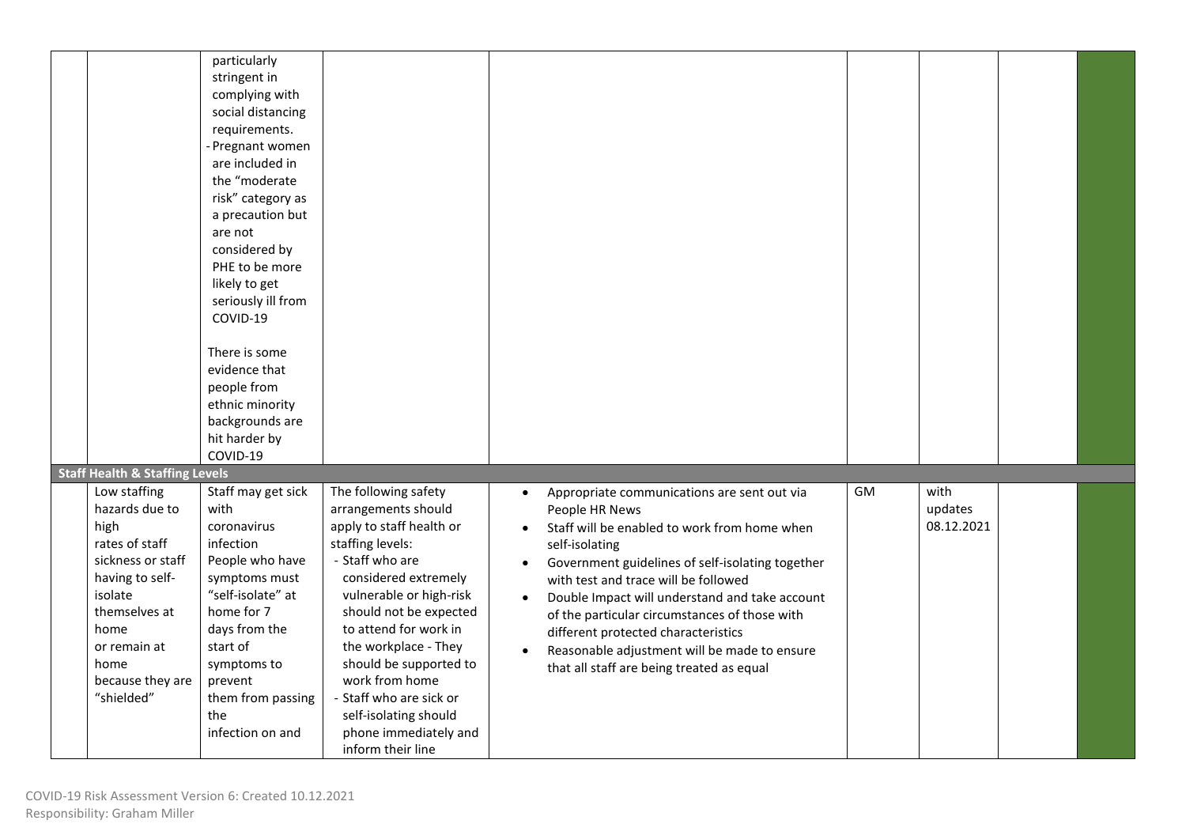| | | | | | | | |
|---|---|---|---|---|---|---|---|
| | | particularly stringent in complying with social distancing requirements.<br>- Pregnant women are included in the "moderate risk" category as a precaution but are not considered by PHE to be more likely to get seriously ill from COVID-19<br><br>There is some evidence that people from ethnic minority backgrounds are hit harder by COVID-19 | | | | | |
| **Staff Health & Staffing Levels** | | | | | | | |
| | Low staffing hazards due to high rates of staff sickness or staff having to self-isolate themselves at home or remain at home because they are "shielded" | Staff may get sick with coronavirus infection People who have symptoms must "self-isolate" at home for 7 days from the start of symptoms to prevent them from passing the infection on and | The following safety arrangements should apply to staff health or staffing levels:<br>- Staff who are considered extremely vulnerable or high-risk should not be expected to attend for work in the workplace - They should be supported to work from home<br>- Staff who are sick or self-isolating should phone immediately and inform their line | • Appropriate communications are sent out via People HR News<br>• Staff will be enabled to work from home when self-isolating<br>• Government guidelines of self-isolating together with test and trace will be followed<br>• Double Impact will understand and take account of the particular circumstances of those with different protected characteristics<br>• Reasonable adjustment will be made to ensure that all staff are being treated as equal | GM | with updates 08.12.2021 | |

COVID-19 Risk Assessment Version 6: Created 10.12.2021
Responsibility: Graham Miller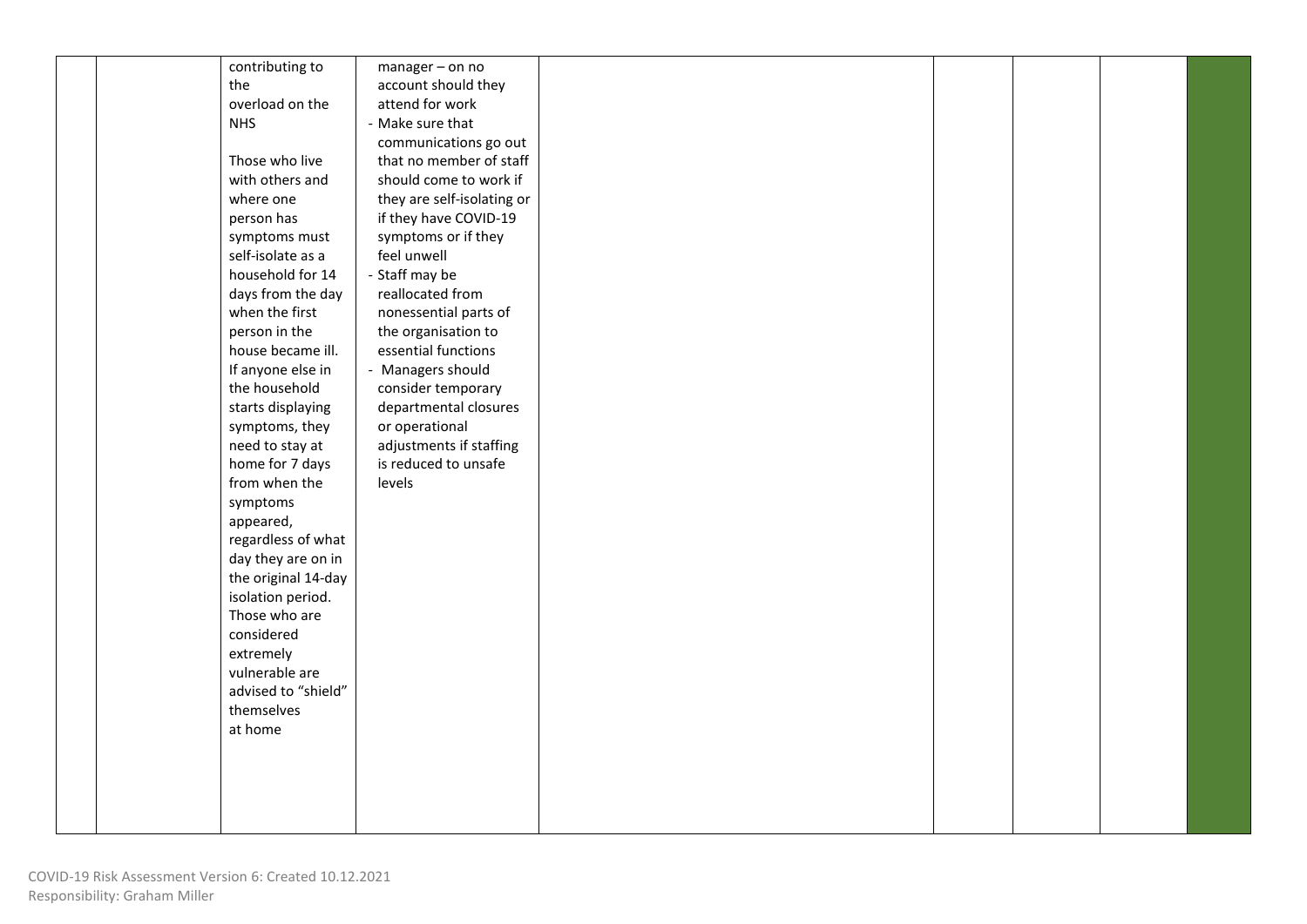|  |  |  |  |  |  |  |  |  |
|---|---|---|---|---|---|---|---|---|
|  |  | contributing to the overload on the NHS<br><br>Those who live with others and where one person has symptoms must self-isolate as a household for 14 days from the day when the first person in the house became ill. If anyone else in the household starts displaying symptoms, they need to stay at home for 7 days from when the symptoms appeared, regardless of what day they are on in the original 14-day isolation period. Those who are considered extremely vulnerable are advised to "shield" themselves at home | manager – on no account should they attend for work<br>- Make sure that communications go out that no member of staff should come to work if they are self-isolating or if they have COVID-19 symptoms or if they feel unwell<br>- Staff may be reallocated from nonessential parts of the organisation to essential functions<br>- Managers should consider temporary departmental closures or operational adjustments if staffing is reduced to unsafe levels |  |  |  |  |  |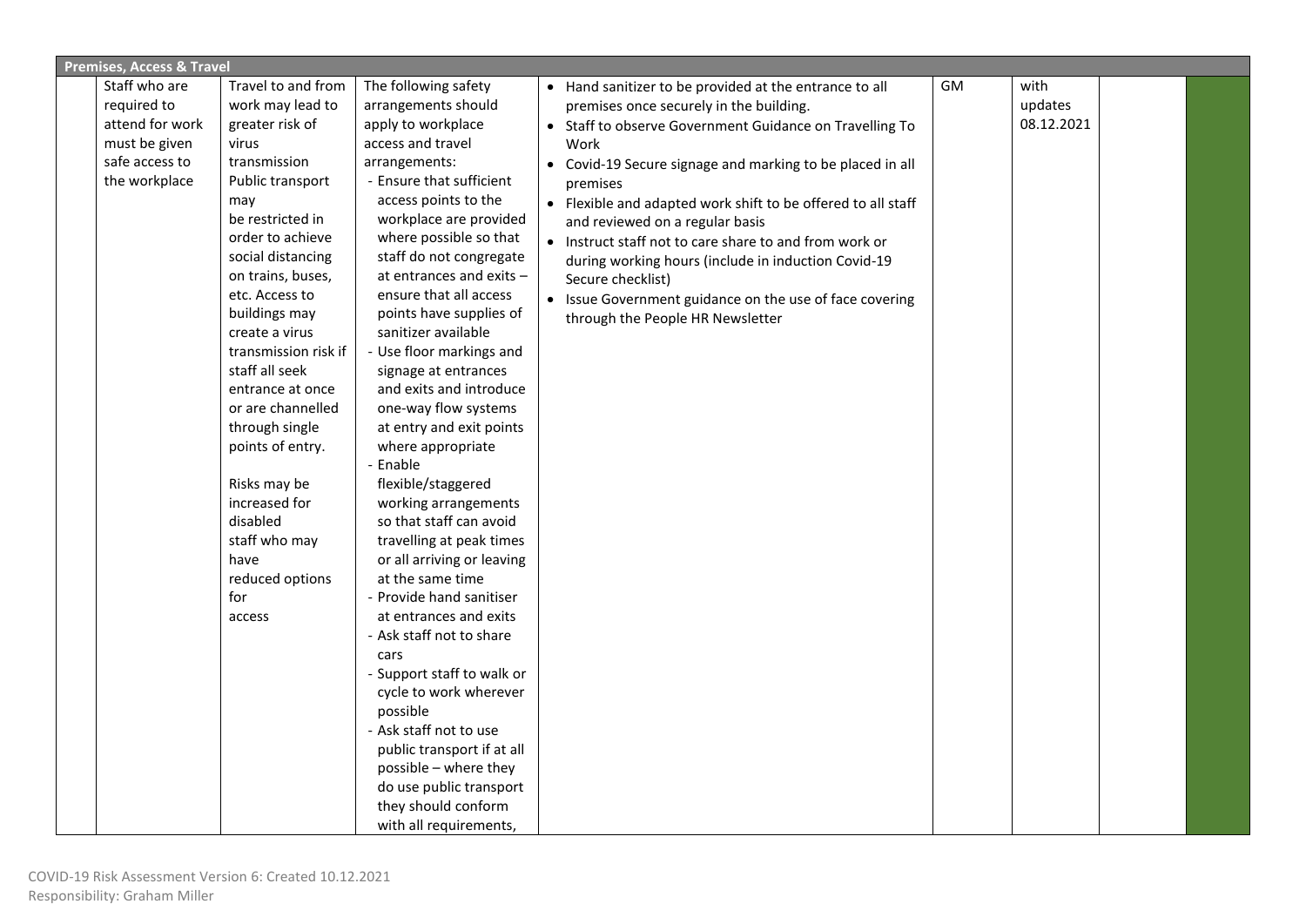| Premises, Access & Travel | | | | | | | | |
|---|---|---|---|---|---|---|---|---|
| | Staff who are required to attend for work must be given safe access to the workplace | Travel to and from work may lead to greater risk of virus transmission Public transport may be restricted in order to achieve social distancing on trains, buses, etc. Access to buildings may create a virus transmission risk if staff all seek entrance at once or are channelled through single points of entry.<br><br>Risks may be increased for disabled staff who may have reduced options for access | The following safety arrangements should apply to workplace access and travel arrangements:<br>- Ensure that sufficient access points to the workplace are provided where possible so that staff do not congregate at entrances and exits – ensure that all access points have supplies of sanitizer available<br>- Use floor markings and signage at entrances and exits and introduce one-way flow systems at entry and exit points where appropriate<br>- Enable flexible/staggered working arrangements so that staff can avoid travelling at peak times or all arriving or leaving at the same time<br>- Provide hand sanitiser at entrances and exits<br>- Ask staff not to share cars<br>- Support staff to walk or cycle to work wherever possible<br>- Ask staff not to use public transport if at all possible – where they do use public transport they should conform with all requirements, | • Hand sanitizer to be provided at the entrance to all premises once securely in the building.<br>• Staff to observe Government Guidance on Travelling To Work<br>• Covid-19 Secure signage and marking to be placed in all premises<br>• Flexible and adapted work shift to be offered to all staff and reviewed on a regular basis<br>• Instruct staff not to care share to and from work or during working hours (include in induction Covid-19 Secure checklist)<br>• Issue Government guidance on the use of face covering through the People HR Newsletter | GM | with updates 08.12.2021 | | |

COVID-19 Risk Assessment Version 6: Created 10.12.2021
Responsibility: Graham Miller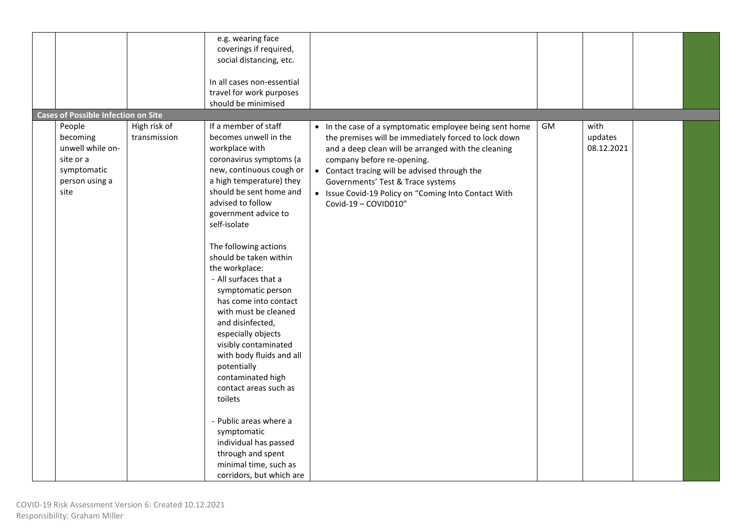| | | | | | | | | |
|---|---|---|---|---|---|---|---|---|
| | | | e.g. wearing face coverings if required, social distancing, etc.<br><br>In all cases non-essential travel for work purposes should be minimised | | | | | |
| **Cases of Possible Infection on Site** | | | | | | | | |
| | People becoming unwell while on-site or a symptomatic person using a site | High risk of transmission | If a member of staff becomes unwell in the workplace with coronavirus symptoms (a new, continuous cough or a high temperature) they should be sent home and advised to follow government advice to self-isolate<br><br>The following actions should be taken within the workplace:<br>- All surfaces that a symptomatic person has come into contact with must be cleaned and disinfected, especially objects visibly contaminated with body fluids and all potentially contaminated high contact areas such as toilets<br><br>- Public areas where a symptomatic individual has passed through and spent minimal time, such as corridors, but which are | • In the case of a symptomatic employee being sent home the premises will be immediately forced to lock down and a deep clean will be arranged with the cleaning company before re-opening.<br>• Contact tracing will be advised through the Governments' Test & Trace systems<br>• Issue Covid-19 Policy on "Coming Into Contact With Covid-19 – COVID010" | GM | with updates 08.12.2021 | | |

COVID-19 Risk Assessment Version 6: Created 10.12.2021
Responsibility: Graham Miller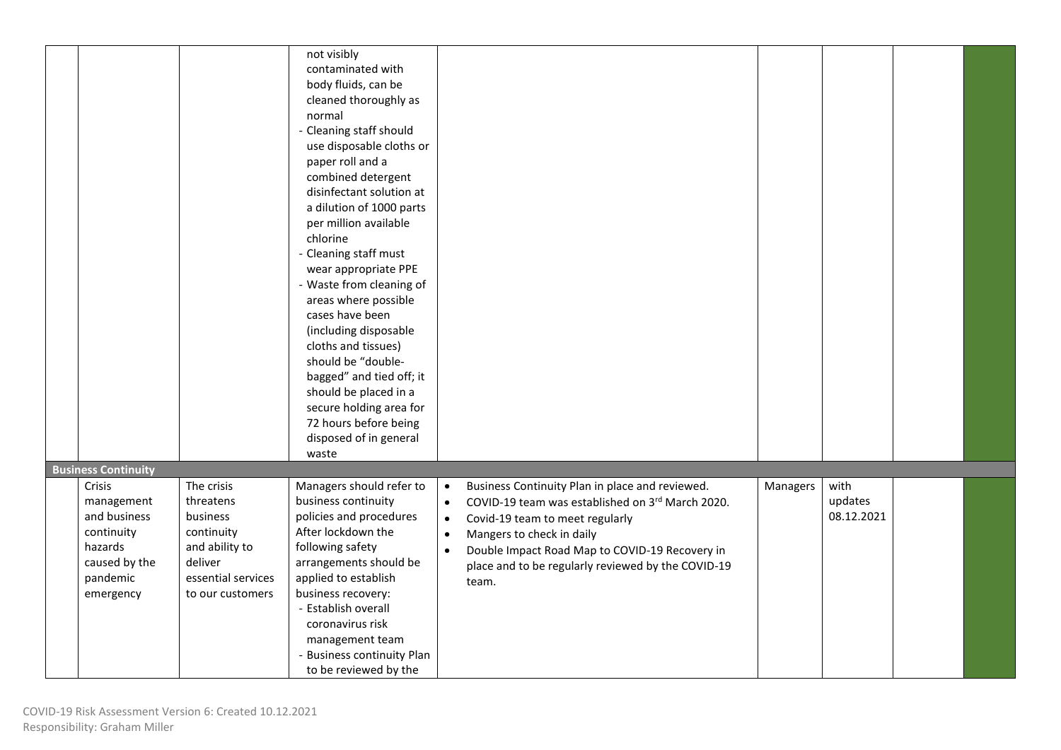| | | | | | | | | |
|---|---|---|---|---|---|---|---|---|
| | | | not visibly contaminated with body fluids, can be cleaned thoroughly as normal<br>- Cleaning staff should use disposable cloths or paper roll and a combined detergent disinfectant solution at a dilution of 1000 parts per million available chlorine<br>- Cleaning staff must wear appropriate PPE<br>- Waste from cleaning of areas where possible cases have been (including disposable cloths and tissues) should be "double-bagged" and tied off; it should be placed in a secure holding area for 72 hours before being disposed of in general waste | | | | | |
| **Business Continuity** | | | | | | | | |
| | Crisis management and business continuity hazards caused by the pandemic emergency | The crisis threatens business continuity and ability to deliver essential services to our customers | Managers should refer to business continuity policies and procedures After lockdown the following safety arrangements should be applied to establish business recovery:<br>- Establish overall coronavirus risk management team<br>- Business continuity Plan to be reviewed by the | • Business Continuity Plan in place and reviewed.<br>• COVID-19 team was established on 3rd March 2020.<br>• Covid-19 team to meet regularly<br>• Mangers to check in daily<br>• Double Impact Road Map to COVID-19 Recovery in place and to be regularly reviewed by the COVID-19 team. | Managers | with updates 08.12.2021 | | |

COVID-19 Risk Assessment Version 6: Created 10.12.2021
Responsibility: Graham Miller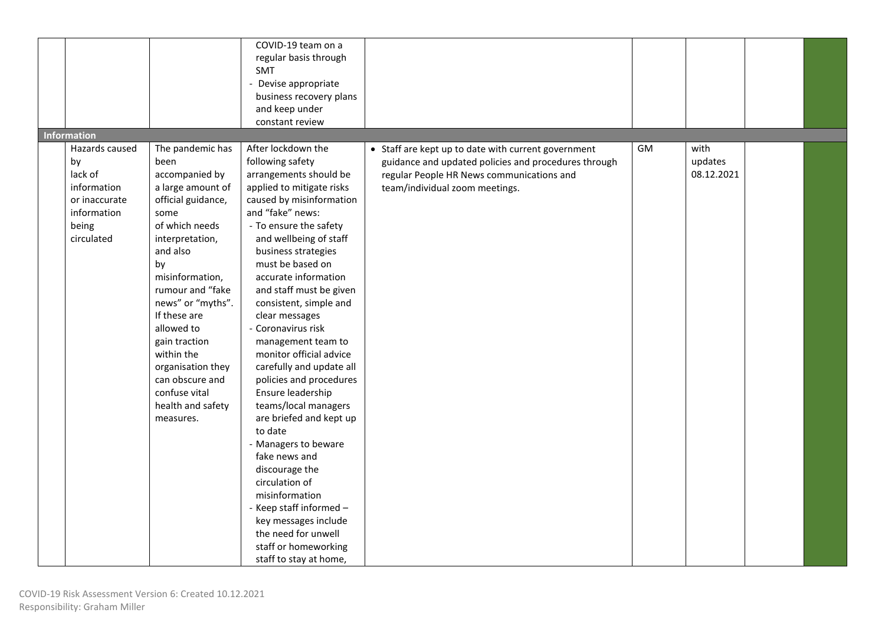| | | | | | | | | |
|---|---|---|---|---|---|---|---|---|
| | | | COVID-19 team on a regular basis through SMT<br>- Devise appropriate business recovery plans and keep under constant review | | | | | |
| **Information** | | | | | | | | |
| | Hazards caused by lack of information or inaccurate information being circulated | The pandemic has been accompanied by a large amount of official guidance, some of which needs interpretation, and also by misinformation, rumour and "fake news" or "myths". If these are allowed to gain traction within the organisation they can obscure and confuse vital health and safety measures. | After lockdown the following safety arrangements should be applied to mitigate risks caused by misinformation and "fake" news:<br>- To ensure the safety and wellbeing of staff business strategies must be based on accurate information and staff must be given consistent, simple and clear messages<br>- Coronavirus risk management team to monitor official advice carefully and update all policies and procedures Ensure leadership teams/local managers are briefed and kept up to date<br>- Managers to beware fake news and discourage the circulation of misinformation<br>- Keep staff informed – key messages include the need for unwell staff or homeworking staff to stay at home, | • Staff are kept up to date with current government guidance and updated policies and procedures through regular People HR News communications and team/individual zoom meetings. | GM | with updates 08.12.2021 | | |

COVID-19 Risk Assessment Version 6: Created 10.12.2021
Responsibility: Graham Miller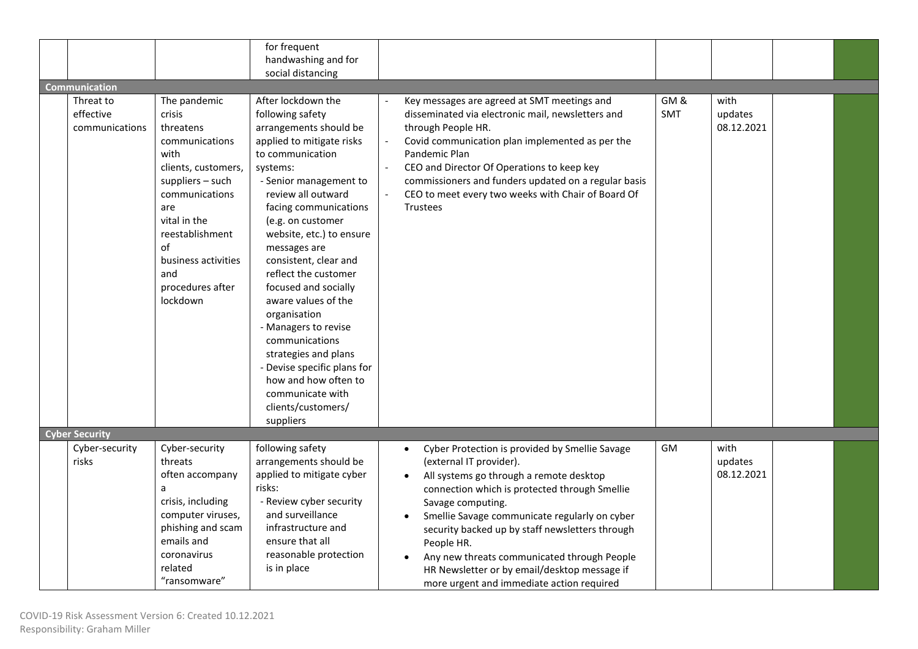| | | | | | | | | |
|---|---|---|---|---|---|---|---|---|
| | | | for frequent handwashing and for social distancing | | | | | |
| **Communication** | | | | | | | | |
| | Threat to effective communications | The pandemic crisis threatens communications with clients, customers, suppliers – such communications are vital in the reestablishment of business activities and procedures after lockdown | After lockdown the following safety arrangements should be applied to mitigate risks to communication systems:<br>- Senior management to review all outward facing communications (e.g. on customer website, etc.) to ensure messages are consistent, clear and reflect the customer focused and socially aware values of the organisation<br>- Managers to revise communications strategies and plans<br>- Devise specific plans for how and how often to communicate with clients/customers/ suppliers | - Key messages are agreed at SMT meetings and disseminated via electronic mail, newsletters and through People HR.<br>- Covid communication plan implemented as per the Pandemic Plan<br>- CEO and Director Of Operations to keep key commissioners and funders updated on a regular basis<br>- CEO to meet every two weeks with Chair of Board Of Trustees | GM & SMT | with updates 08.12.2021 | | |
| **Cyber Security** | | | | | | | | |
| | Cyber-security risks | Cyber-security threats often accompany a crisis, including computer viruses, phishing and scam emails and coronavirus related "ransomware" | following safety arrangements should be applied to mitigate cyber risks:<br>- Review cyber security and surveillance infrastructure and ensure that all reasonable protection is in place | • Cyber Protection is provided by Smellie Savage (external IT provider).<br>• All systems go through a remote desktop connection which is protected through Smellie Savage computing.<br>• Smellie Savage communicate regularly on cyber security backed up by staff newsletters through People HR.<br>• Any new threats communicated through People HR Newsletter or by email/desktop message if more urgent and immediate action required | GM | with updates 08.12.2021 | | |

COVID-19 Risk Assessment Version 6: Created 10.12.2021
Responsibility: Graham Miller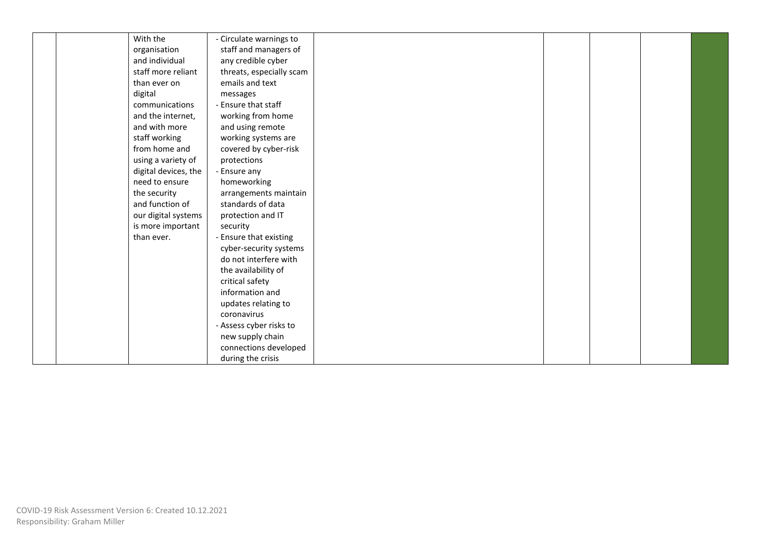| | | | | | | | | |
|---|---|---|---|---|---|---|---|---|
| | | With the organisation and individual staff more reliant than ever on digital communications and the internet, and with more staff working from home and using a variety of digital devices, the need to ensure the security and function of our digital systems is more important than ever. | - Circulate warnings to staff and managers of any credible cyber threats, especially scam emails and text messages<br>- Ensure that staff working from home and using remote working systems are covered by cyber-risk protections<br>- Ensure any homeworking arrangements maintain standards of data protection and IT security<br>- Ensure that existing cyber-security systems do not interfere with the availability of critical safety information and updates relating to coronavirus<br>- Assess cyber risks to new supply chain connections developed during the crisis | | | | | |

COVID-19 Risk Assessment Version 6: Created 10.12.2021
Responsibility: Graham Miller